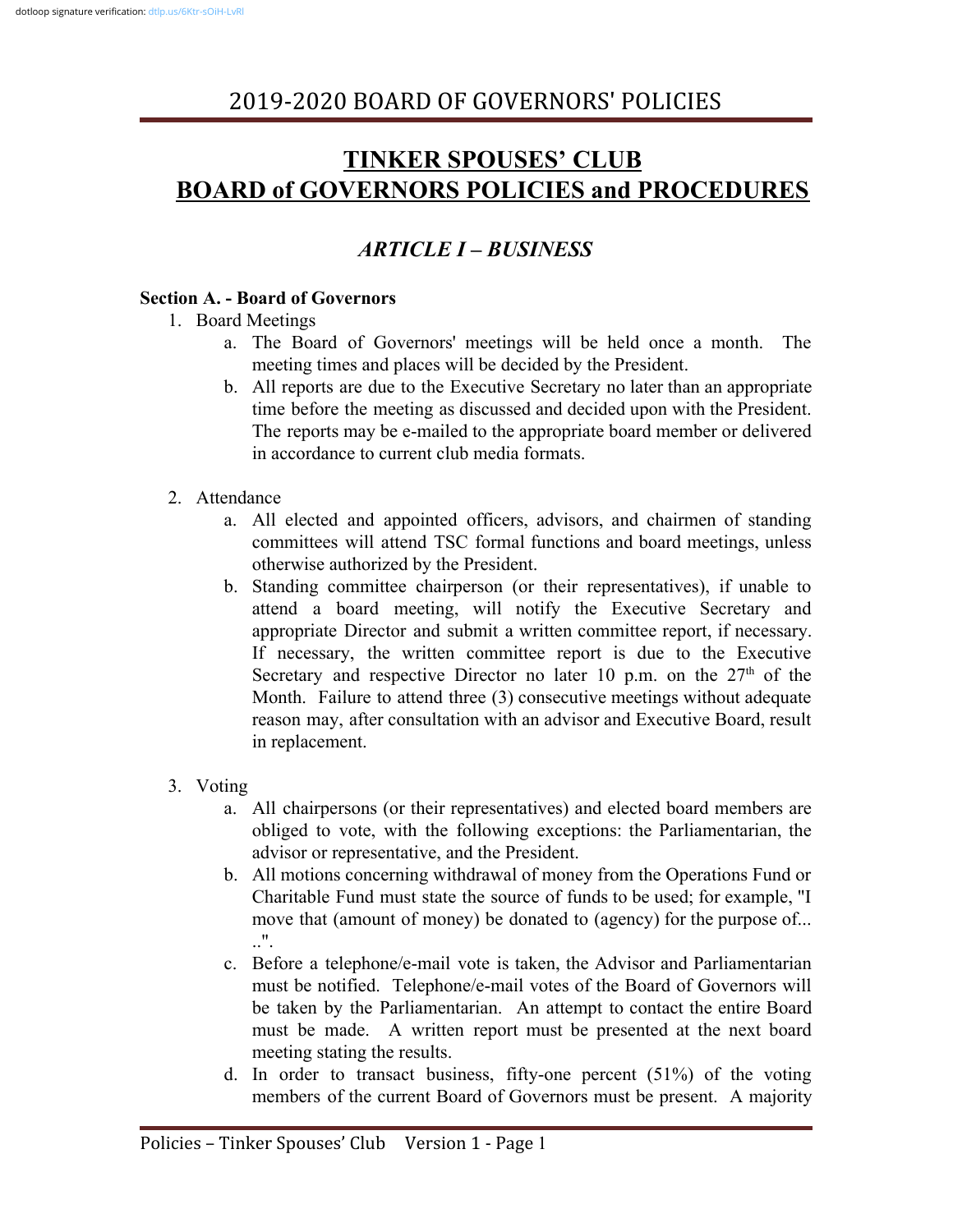# TINKER SPOUSES' CLUB
# BOARD of GOVERNORS POLICIES and PROCEDURES

## *ARTICLE I – BUSINESS*

### Section A. - Board of Governors

1. Board Meetings
   a. The Board of Governors' meetings will be held once a month. The meeting times and places will be decided by the President.
   b. All reports are due to the Executive Secretary no later than an appropriate time before the meeting as discussed and decided upon with the President. The reports may be e-mailed to the appropriate board member or delivered in accordance to current club media formats.

2. Attendance
   a. All elected and appointed officers, advisors, and chairmen of standing committees will attend TSC formal functions and board meetings, unless otherwise authorized by the President.
   b. Standing committee chairperson (or their representatives), if unable to attend a board meeting, will notify the Executive Secretary and appropriate Director and submit a written committee report, if necessary. If necessary, the written committee report is due to the Executive Secretary and respective Director no later 10 p.m. on the 27th of the Month. Failure to attend three (3) consecutive meetings without adequate reason may, after consultation with an advisor and Executive Board, result in replacement.

3. Voting
   a. All chairpersons (or their representatives) and elected board members are obliged to vote, with the following exceptions: the Parliamentarian, the advisor or representative, and the President.
   b. All motions concerning withdrawal of money from the Operations Fund or Charitable Fund must state the source of funds to be used; for example, "I move that (amount of money) be donated to (agency) for the purpose of... ..".
   c. Before a telephone/e-mail vote is taken, the Advisor and Parliamentarian must be notified. Telephone/e-mail votes of the Board of Governors will be taken by the Parliamentarian. An attempt to contact the entire Board must be made. A written report must be presented at the next board meeting stating the results.
   d. In order to transact business, fifty-one percent (51%) of the voting members of the current Board of Governors must be present. A majority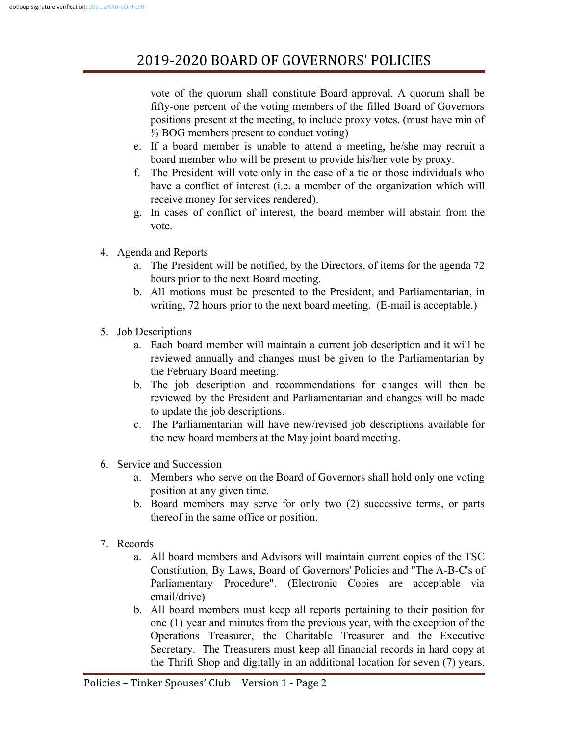vote of the quorum shall constitute Board approval. A quorum shall be fifty-one percent of the voting members of the filled Board of Governors positions present at the meeting, to include proxy votes. (must have min of ⅓ BOG members present to conduct voting)

   e. If a board member is unable to attend a meeting, he/she may recruit a board member who will be present to provide his/her vote by proxy.
   f. The President will vote only in the case of a tie or those individuals who have a conflict of interest (i.e. a member of the organization which will receive money for services rendered).
   g. In cases of conflict of interest, the board member will abstain from the vote.

4. Agenda and Reports
   a. The President will be notified, by the Directors, of items for the agenda 72 hours prior to the next Board meeting.
   b. All motions must be presented to the President, and Parliamentarian, in writing, 72 hours prior to the next board meeting. (E-mail is acceptable.)

5. Job Descriptions
   a. Each board member will maintain a current job description and it will be reviewed annually and changes must be given to the Parliamentarian by the February Board meeting.
   b. The job description and recommendations for changes will then be reviewed by the President and Parliamentarian and changes will be made to update the job descriptions.
   c. The Parliamentarian will have new/revised job descriptions available for the new board members at the May joint board meeting.

6. Service and Succession
   a. Members who serve on the Board of Governors shall hold only one voting position at any given time.
   b. Board members may serve for only two (2) successive terms, or parts thereof in the same office or position.

7. Records
   a. All board members and Advisors will maintain current copies of the TSC Constitution, By Laws, Board of Governors' Policies and "The A-B-C's of Parliamentary Procedure". (Electronic Copies are acceptable via email/drive)
   b. All board members must keep all reports pertaining to their position for one (1) year and minutes from the previous year, with the exception of the Operations Treasurer, the Charitable Treasurer and the Executive Secretary. The Treasurers must keep all financial records in hard copy at the Thrift Shop and digitally in an additional location for seven (7) years,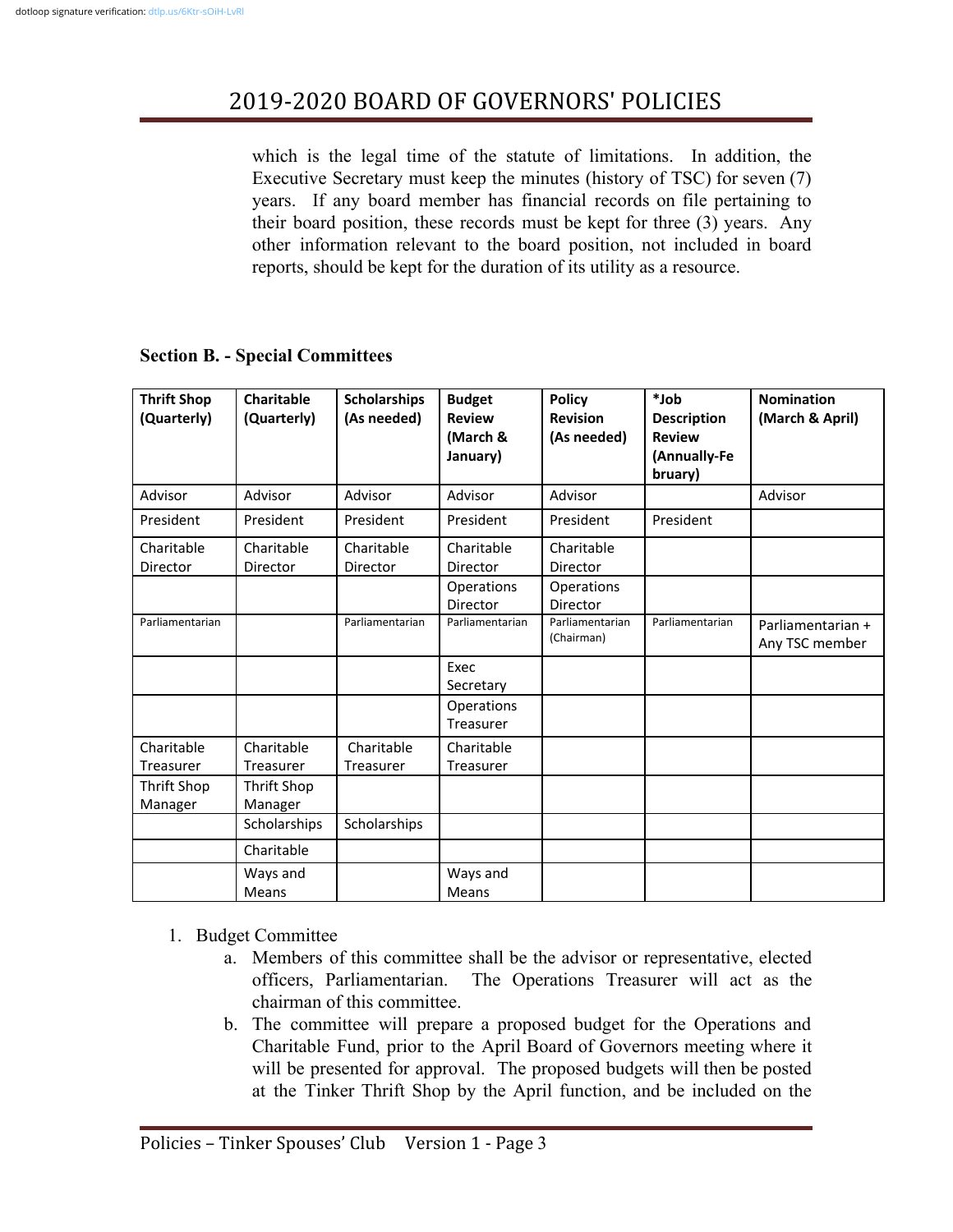which is the legal time of the statute of limitations. In addition, the Executive Secretary must keep the minutes (history of TSC) for seven (7) years. If any board member has financial records on file pertaining to their board position, these records must be kept for three (3) years. Any other information relevant to the board position, not included in board reports, should be kept for the duration of its utility as a resource.

**Section B. - Special Committees**

| **Thrift Shop (Quarterly)** | **Charitable (Quarterly)** | **Scholarships (As needed)** | **Budget Review (March & January)** | **Policy Revision (As needed)** | ***Job Description Review (Annually-February)** | **Nomination (March & April)** |
|---|---|---|---|---|---|---|
| Advisor | Advisor | Advisor | Advisor | Advisor | | Advisor |
| President | President | President | President | President | President | |
| Charitable Director | Charitable Director | Charitable Director | Charitable Director | Charitable Director | | |
| | | | Operations Director | Operations Director | | |
| Parliamentarian | | Parliamentarian | Parliamentarian | Parliamentarian (Chairman) | Parliamentarian | Parliamentarian + Any TSC member |
| | | | Exec Secretary | | | |
| | | | Operations Treasurer | | | |
| Charitable Treasurer | Charitable Treasurer | Charitable Treasurer | Charitable Treasurer | | | |
| Thrift Shop Manager | Thrift Shop Manager | | | | | |
| | Scholarships | Scholarships | | | | |
| | Charitable | | | | | |
| | Ways and Means | | Ways and Means | | | |

1. Budget Committee
   a. Members of this committee shall be the advisor or representative, elected officers, Parliamentarian. The Operations Treasurer will act as the chairman of this committee.
   b. The committee will prepare a proposed budget for the Operations and Charitable Fund, prior to the April Board of Governors meeting where it will be presented for approval. The proposed budgets will then be posted at the Tinker Thrift Shop by the April function, and be included on the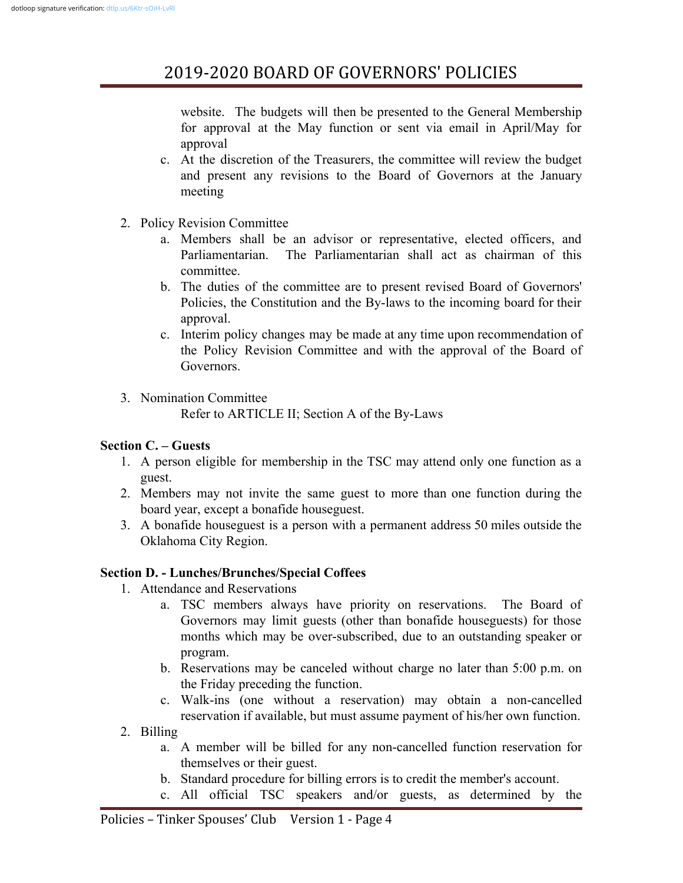website. The budgets will then be presented to the General Membership for approval at the May function or sent via email in April/May for approval

   c. At the discretion of the Treasurers, the committee will review the budget and present any revisions to the Board of Governors at the January meeting

2. Policy Revision Committee
   a. Members shall be an advisor or representative, elected officers, and Parliamentarian. The Parliamentarian shall act as chairman of this committee.
   b. The duties of the committee are to present revised Board of Governors' Policies, the Constitution and the By-laws to the incoming board for their approval.
   c. Interim policy changes may be made at any time upon recommendation of the Policy Revision Committee and with the approval of the Board of Governors.

3. Nomination Committee

   Refer to ARTICLE II; Section A of the By-Laws

**Section C. – Guests**

1. A person eligible for membership in the TSC may attend only one function as a guest.
2. Members may not invite the same guest to more than one function during the board year, except a bonafide houseguest.
3. A bonafide houseguest is a person with a permanent address 50 miles outside the Oklahoma City Region.

**Section D. - Lunches/Brunches/Special Coffees**

1. Attendance and Reservations
   a. TSC members always have priority on reservations. The Board of Governors may limit guests (other than bonafide houseguests) for those months which may be over-subscribed, due to an outstanding speaker or program.
   b. Reservations may be canceled without charge no later than 5:00 p.m. on the Friday preceding the function.
   c. Walk-ins (one without a reservation) may obtain a non-cancelled reservation if available, but must assume payment of his/her own function.
2. Billing
   a. A member will be billed for any non-cancelled function reservation for themselves or their guest.
   b. Standard procedure for billing errors is to credit the member's account.
   c. All official TSC speakers and/or guests, as determined by the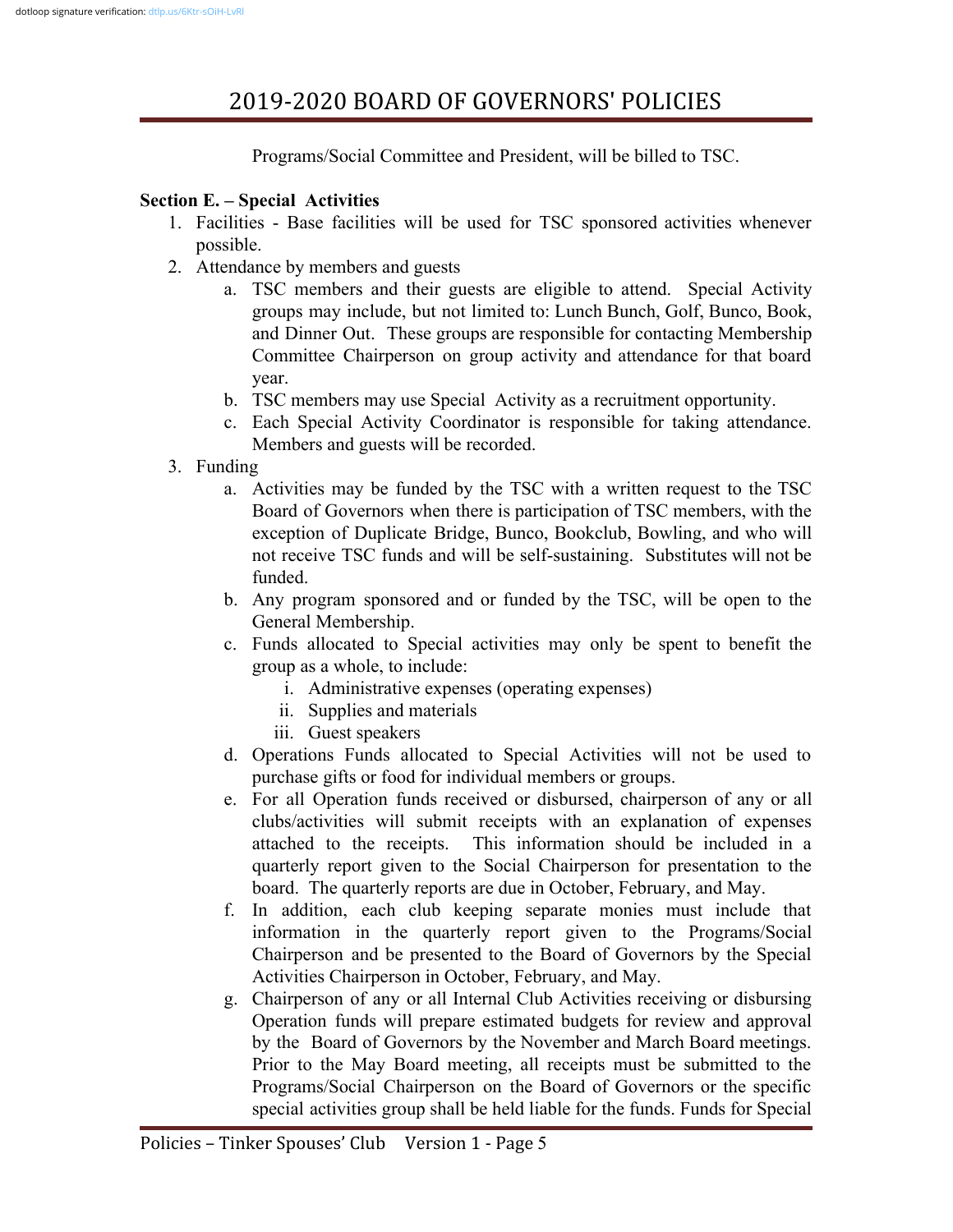Programs/Social Committee and President, will be billed to TSC.

**Section E. – Special Activities**

1. Facilities - Base facilities will be used for TSC sponsored activities whenever possible.
2. Attendance by members and guests
   a. TSC members and their guests are eligible to attend. Special Activity groups may include, but not limited to: Lunch Bunch, Golf, Bunco, Book, and Dinner Out. These groups are responsible for contacting Membership Committee Chairperson on group activity and attendance for that board year.
   b. TSC members may use Special Activity as a recruitment opportunity.
   c. Each Special Activity Coordinator is responsible for taking attendance. Members and guests will be recorded.
3. Funding
   a. Activities may be funded by the TSC with a written request to the TSC Board of Governors when there is participation of TSC members, with the exception of Duplicate Bridge, Bunco, Bookclub, Bowling, and who will not receive TSC funds and will be self-sustaining. Substitutes will not be funded.
   b. Any program sponsored and or funded by the TSC, will be open to the General Membership.
   c. Funds allocated to Special activities may only be spent to benefit the group as a whole, to include:
      i. Administrative expenses (operating expenses)
      ii. Supplies and materials
      iii. Guest speakers
   d. Operations Funds allocated to Special Activities will not be used to purchase gifts or food for individual members or groups.
   e. For all Operation funds received or disbursed, chairperson of any or all clubs/activities will submit receipts with an explanation of expenses attached to the receipts. This information should be included in a quarterly report given to the Social Chairperson for presentation to the board. The quarterly reports are due in October, February, and May.
   f. In addition, each club keeping separate monies must include that information in the quarterly report given to the Programs/Social Chairperson and be presented to the Board of Governors by the Special Activities Chairperson in October, February, and May.
   g. Chairperson of any or all Internal Club Activities receiving or disbursing Operation funds will prepare estimated budgets for review and approval by the Board of Governors by the November and March Board meetings. Prior to the May Board meeting, all receipts must be submitted to the Programs/Social Chairperson on the Board of Governors or the specific special activities group shall be held liable for the funds. Funds for Special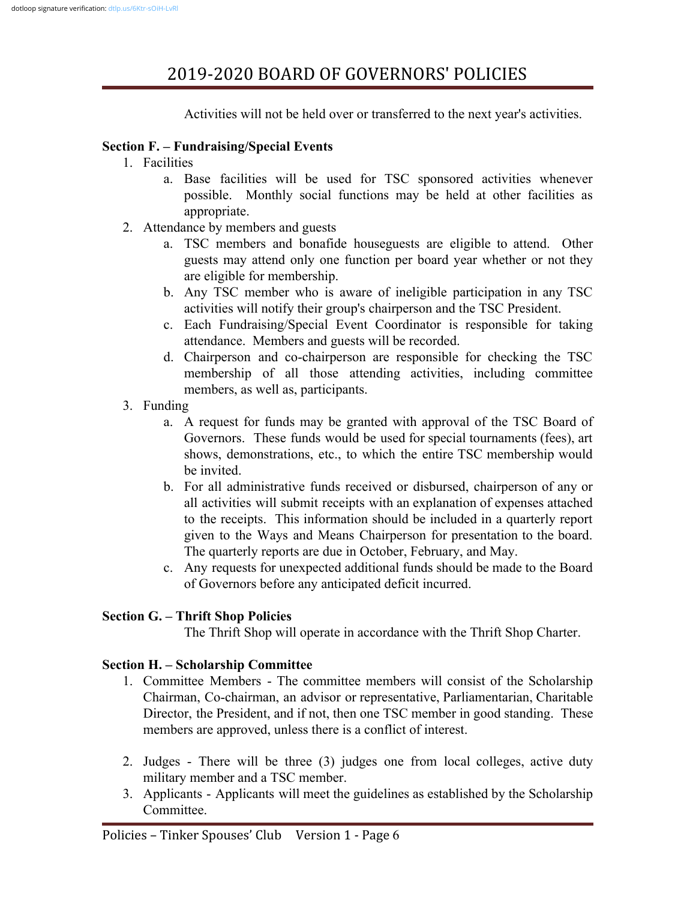Activities will not be held over or transferred to the next year's activities.

**Section F. – Fundraising/Special Events**

1. Facilities
   a. Base facilities will be used for TSC sponsored activities whenever possible. Monthly social functions may be held at other facilities as appropriate.
2. Attendance by members and guests
   a. TSC members and bonafide houseguests are eligible to attend. Other guests may attend only one function per board year whether or not they are eligible for membership.
   b. Any TSC member who is aware of ineligible participation in any TSC activities will notify their group's chairperson and the TSC President.
   c. Each Fundraising/Special Event Coordinator is responsible for taking attendance. Members and guests will be recorded.
   d. Chairperson and co-chairperson are responsible for checking the TSC membership of all those attending activities, including committee members, as well as, participants.
3. Funding
   a. A request for funds may be granted with approval of the TSC Board of Governors. These funds would be used for special tournaments (fees), art shows, demonstrations, etc., to which the entire TSC membership would be invited.
   b. For all administrative funds received or disbursed, chairperson of any or all activities will submit receipts with an explanation of expenses attached to the receipts. This information should be included in a quarterly report given to the Ways and Means Chairperson for presentation to the board. The quarterly reports are due in October, February, and May.
   c. Any requests for unexpected additional funds should be made to the Board of Governors before any anticipated deficit incurred.

**Section G. – Thrift Shop Policies**

The Thrift Shop will operate in accordance with the Thrift Shop Charter.

**Section H. – Scholarship Committee**

1. Committee Members - The committee members will consist of the Scholarship Chairman, Co-chairman, an advisor or representative, Parliamentarian, Charitable Director, the President, and if not, then one TSC member in good standing. These members are approved, unless there is a conflict of interest.

2. Judges - There will be three (3) judges one from local colleges, active duty military member and a TSC member.
3. Applicants - Applicants will meet the guidelines as established by the Scholarship Committee.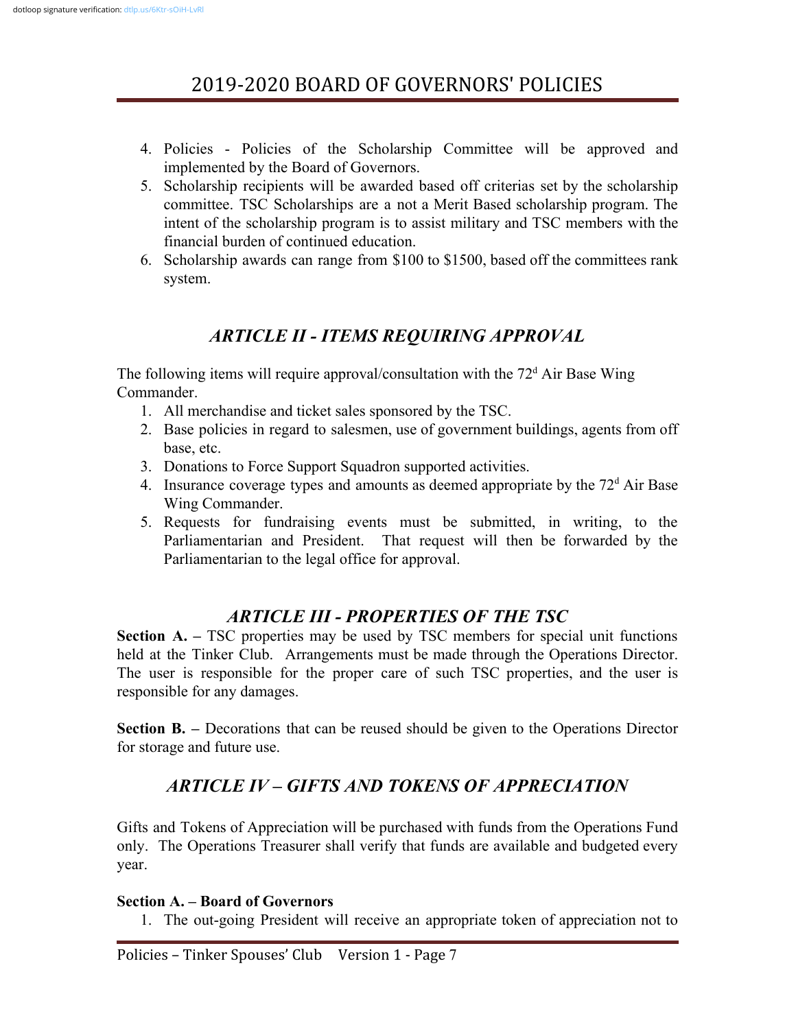4. Policies - Policies of the Scholarship Committee will be approved and implemented by the Board of Governors.
5. Scholarship recipients will be awarded based off criterias set by the scholarship committee. TSC Scholarships are a not a Merit Based scholarship program. The intent of the scholarship program is to assist military and TSC members with the financial burden of continued education.
6. Scholarship awards can range from $100 to $1500, based off the committees rank system.

## *ARTICLE II - ITEMS REQUIRING APPROVAL*

The following items will require approval/consultation with the 72d Air Base Wing Commander.

1. All merchandise and ticket sales sponsored by the TSC.
2. Base policies in regard to salesmen, use of government buildings, agents from off base, etc.
3. Donations to Force Support Squadron supported activities.
4. Insurance coverage types and amounts as deemed appropriate by the 72d Air Base Wing Commander.
5. Requests for fundraising events must be submitted, in writing, to the Parliamentarian and President. That request will then be forwarded by the Parliamentarian to the legal office for approval.

## *ARTICLE III - PROPERTIES OF THE TSC*

**Section A. –** TSC properties may be used by TSC members for special unit functions held at the Tinker Club. Arrangements must be made through the Operations Director. The user is responsible for the proper care of such TSC properties, and the user is responsible for any damages.

**Section B. –** Decorations that can be reused should be given to the Operations Director for storage and future use.

## *ARTICLE IV – GIFTS AND TOKENS OF APPRECIATION*

Gifts and Tokens of Appreciation will be purchased with funds from the Operations Fund only. The Operations Treasurer shall verify that funds are available and budgeted every year.

**Section A. – Board of Governors**

1. The out-going President will receive an appropriate token of appreciation not to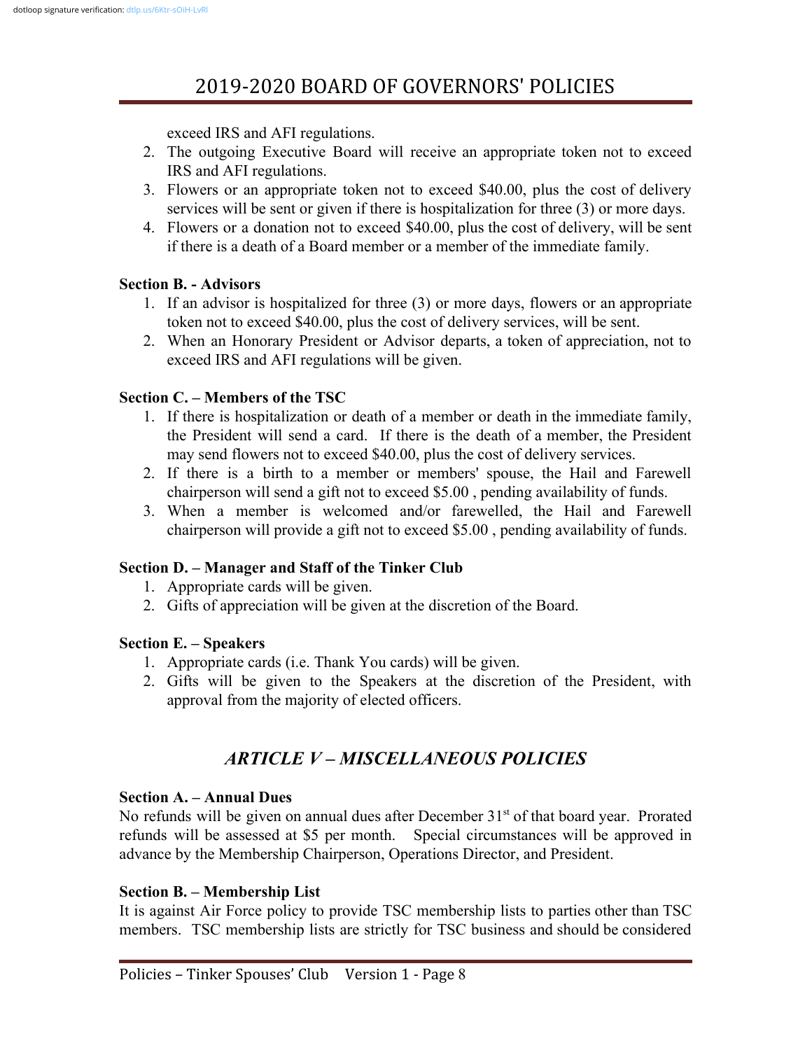exceed IRS and AFI regulations.

2. The outgoing Executive Board will receive an appropriate token not to exceed IRS and AFI regulations.
3. Flowers or an appropriate token not to exceed $40.00, plus the cost of delivery services will be sent or given if there is hospitalization for three (3) or more days.
4. Flowers or a donation not to exceed $40.00, plus the cost of delivery, will be sent if there is a death of a Board member or a member of the immediate family.

**Section B. - Advisors**

1. If an advisor is hospitalized for three (3) or more days, flowers or an appropriate token not to exceed $40.00, plus the cost of delivery services, will be sent.
2. When an Honorary President or Advisor departs, a token of appreciation, not to exceed IRS and AFI regulations will be given.

**Section C. – Members of the TSC**

1. If there is hospitalization or death of a member or death in the immediate family, the President will send a card. If there is the death of a member, the President may send flowers not to exceed $40.00, plus the cost of delivery services.
2. If there is a birth to a member or members' spouse, the Hail and Farewell chairperson will send a gift not to exceed $5.00 , pending availability of funds.
3. When a member is welcomed and/or farewelled, the Hail and Farewell chairperson will provide a gift not to exceed $5.00 , pending availability of funds.

**Section D. – Manager and Staff of the Tinker Club**

1. Appropriate cards will be given.
2. Gifts of appreciation will be given at the discretion of the Board.

**Section E. – Speakers**

1. Appropriate cards (i.e. Thank You cards) will be given.
2. Gifts will be given to the Speakers at the discretion of the President, with approval from the majority of elected officers.

## *ARTICLE V – MISCELLANEOUS POLICIES*

**Section A. – Annual Dues**

No refunds will be given on annual dues after December 31st of that board year. Prorated refunds will be assessed at $5 per month. Special circumstances will be approved in advance by the Membership Chairperson, Operations Director, and President.

**Section B. – Membership List**

It is against Air Force policy to provide TSC membership lists to parties other than TSC members. TSC membership lists are strictly for TSC business and should be considered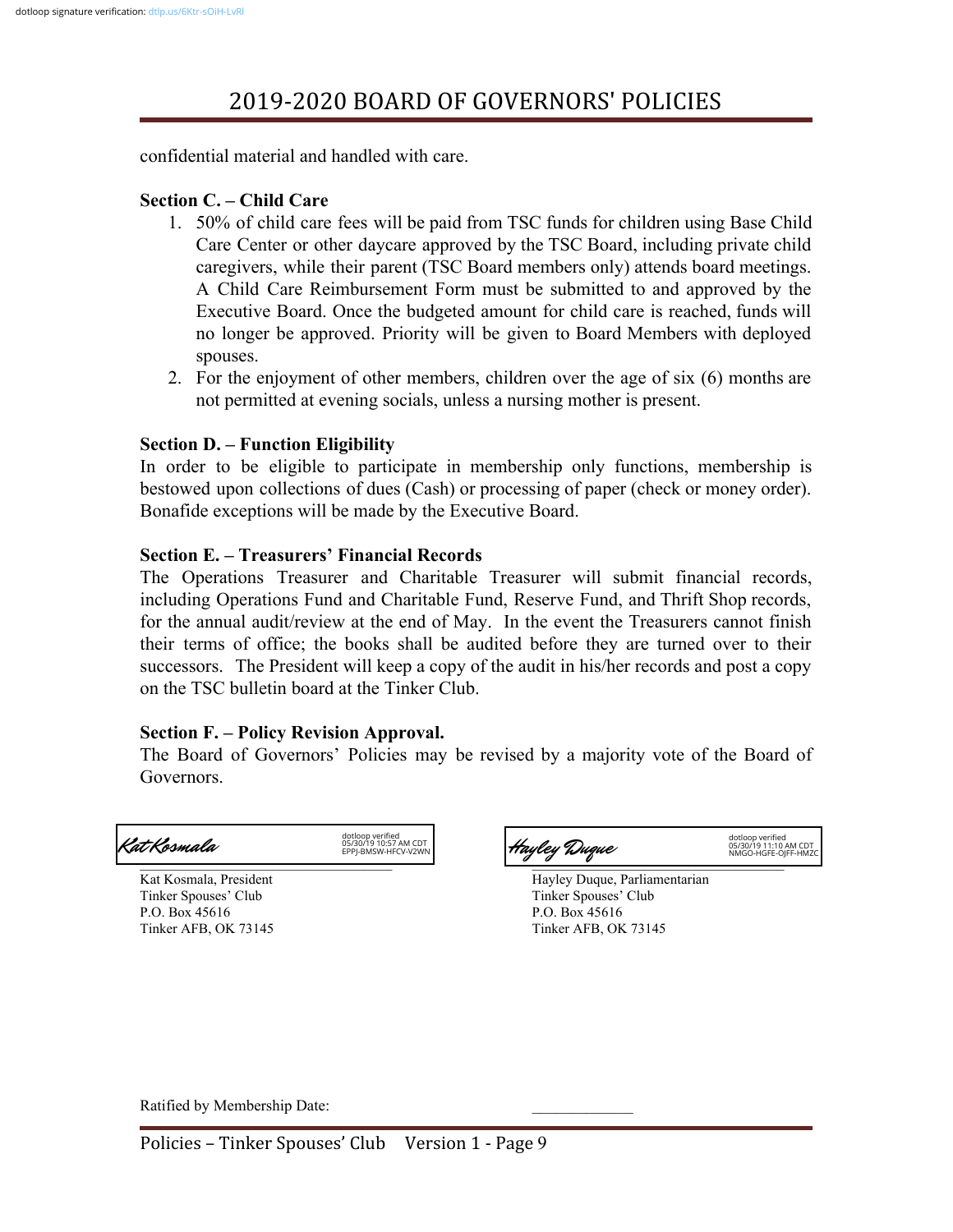confidential material and handled with care.

**Section C. – Child Care**

1. 50% of child care fees will be paid from TSC funds for children using Base Child Care Center or other daycare approved by the TSC Board, including private child caregivers, while their parent (TSC Board members only) attends board meetings. A Child Care Reimbursement Form must be submitted to and approved by the Executive Board. Once the budgeted amount for child care is reached, funds will no longer be approved. Priority will be given to Board Members with deployed spouses.
2. For the enjoyment of other members, children over the age of six (6) months are not permitted at evening socials, unless a nursing mother is present.

**Section D. – Function Eligibility**

In order to be eligible to participate in membership only functions, membership is bestowed upon collections of dues (Cash) or processing of paper (check or money order). Bonafide exceptions will be made by the Executive Board.

**Section E. – Treasurers' Financial Records**

The Operations Treasurer and Charitable Treasurer will submit financial records, including Operations Fund and Charitable Fund, Reserve Fund, and Thrift Shop records, for the annual audit/review at the end of May. In the event the Treasurers cannot finish their terms of office; the books shall be audited before they are turned over to their successors. The President will keep a copy of the audit in his/her records and post a copy on the TSC bulletin board at the Tinker Club.

**Section F. – Policy Revision Approval.**

The Board of Governors' Policies may be revised by a majority vote of the Board of Governors.

Kat Kosmala — dotloop verified 05/30/19 10:57 AM CDT EPPJ-BMSW-HFCV-V2WN

Kat Kosmala, President
Tinker Spouses' Club
P.O. Box 45616
Tinker AFB, OK 73145

Hayley Duque — dotloop verified 05/30/19 11:10 AM CDT NMGO-HGFE-OJFF-HMZC

Hayley Duque, Parliamentarian
Tinker Spouses' Club
P.O. Box 45616
Tinker AFB, OK 73145

Ratified by Membership Date: \_\_\_\_\_\_\_\_\_\_\_\_\_\_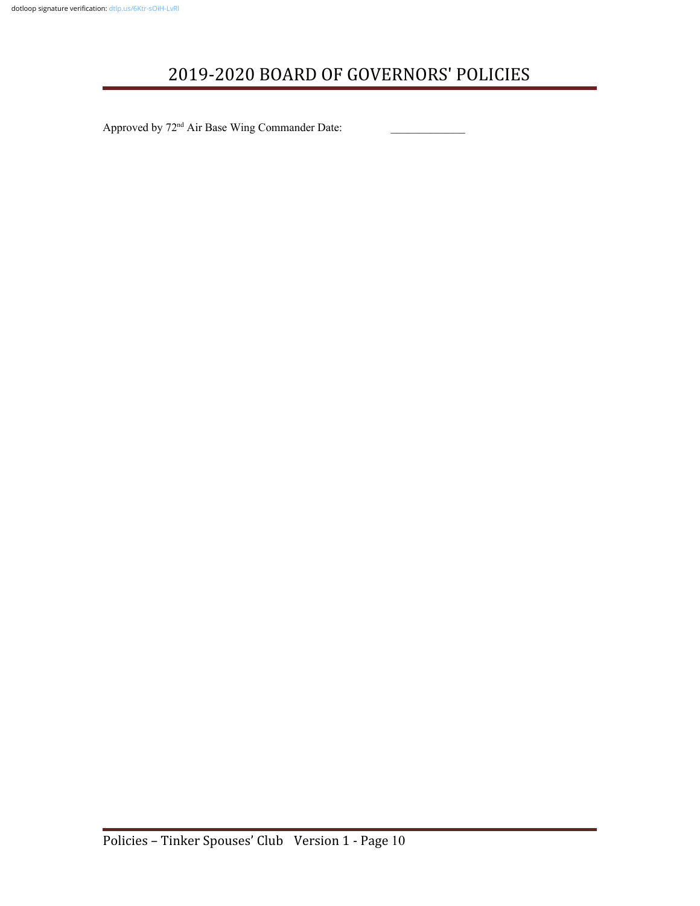# 2019-2020 BOARD OF GOVERNORS' POLICIES

Approved by 72nd Air Base Wing Commander Date: _____________